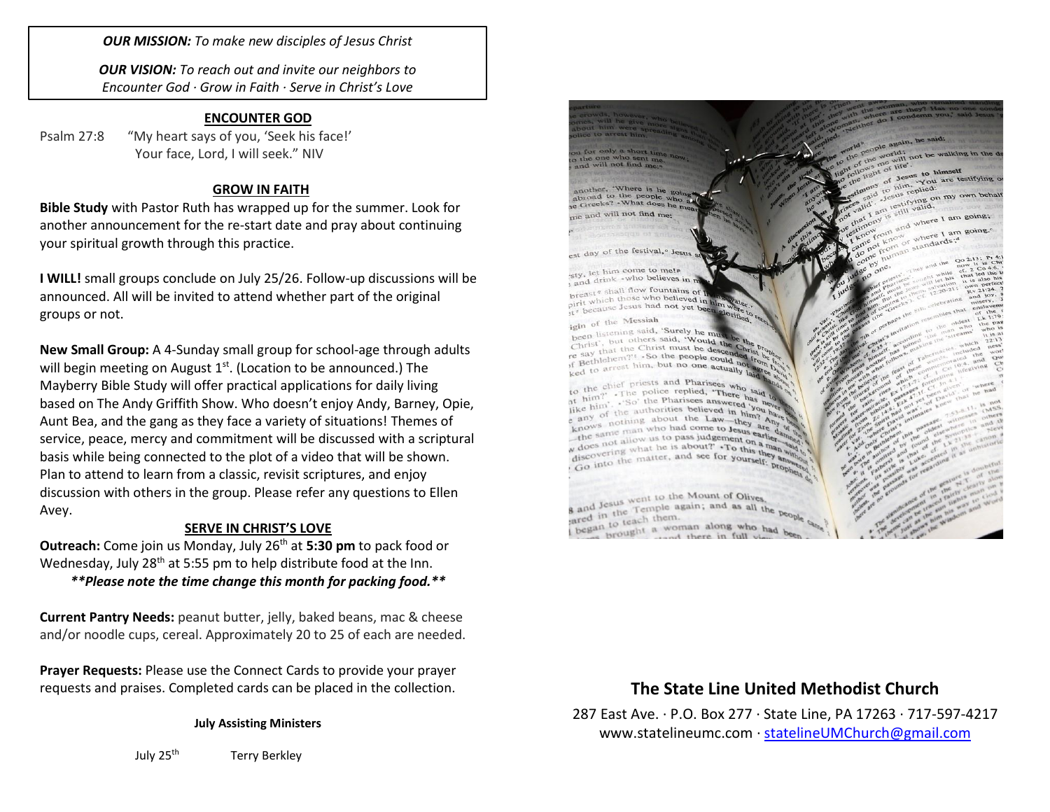***OUR MISSION:*** *To make new disciples of Jesus Christ*

***OUR VISION:*** *To reach out and invite our neighbors to Encounter God · Grow in Faith · Serve in Christ's Love*

## ENCOUNTER GOD

Psalm 27:8 "My heart says of you, 'Seek his face!' Your face, Lord, I will seek." NIV

## GROW IN FAITH

**Bible Study** with Pastor Ruth has wrapped up for the summer. Look for another announcement for the re-start date and pray about continuing your spiritual growth through this practice.

**I WILL!** small groups conclude on July 25/26. Follow-up discussions will be announced. All will be invited to attend whether part of the original groups or not.

**New Small Group:** A 4-Sunday small group for school-age through adults will begin meeting on August 1st. (Location to be announced.) The Mayberry Bible Study will offer practical applications for daily living based on The Andy Griffith Show. Who doesn't enjoy Andy, Barney, Opie, Aunt Bea, and the gang as they face a variety of situations! Themes of service, peace, mercy and commitment will be discussed with a scriptural basis while being connected to the plot of a video that will be shown. Plan to attend to learn from a classic, revisit scriptures, and enjoy discussion with others in the group. Please refer any questions to Ellen Avey.

## SERVE IN CHRIST'S LOVE

**Outreach:** Come join us Monday, July 26th at **5:30 pm** to pack food or Wednesday, July 28th at 5:55 pm to help distribute food at the Inn.

***\*\*Please note the time change this month for packing food.\*\****

**Current Pantry Needs:** peanut butter, jelly, baked beans, mac & cheese and/or noodle cups, cereal. Approximately 20 to 25 of each are needed.

**Prayer Requests:** Please use the Connect Cards to provide your prayer requests and praises. Completed cards can be placed in the collection.

**July Assisting Ministers**

July 25th Terry Berkley

# The State Line United Methodist Church

287 East Ave. · P.O. Box 277 · State Line, PA 17263 · 717-597-4217
www.statelineumc.com · statelineUMChurch@gmail.com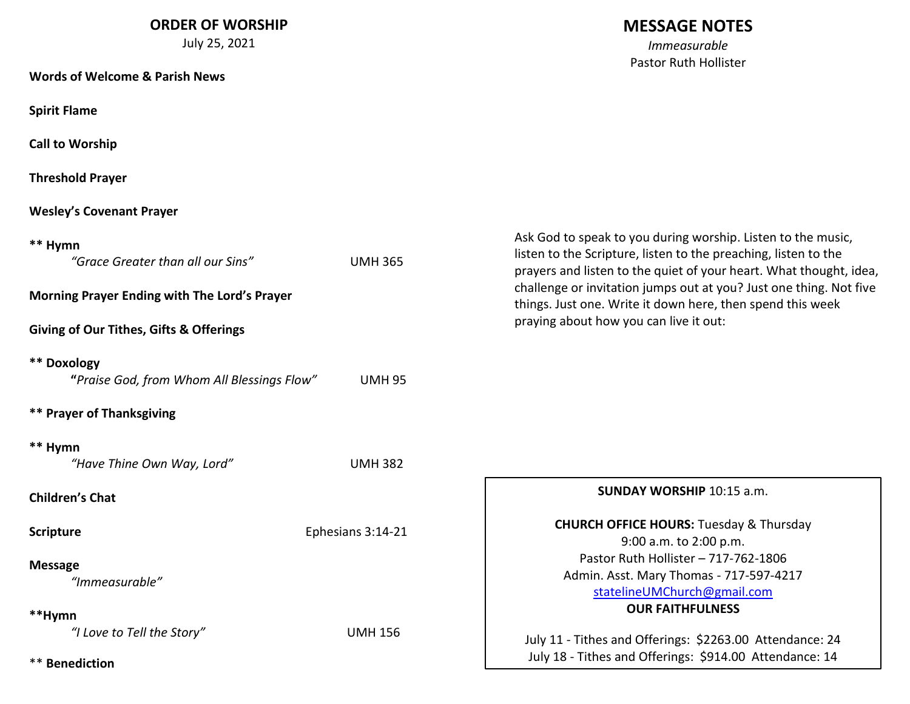## ORDER OF WORSHIP

July 25, 2021

**Words of Welcome & Parish News**

**Spirit Flame**

**Call to Worship**

**Threshold Prayer**

**Wesley's Covenant Prayer**

**** Hymn**
*"Grace Greater than all our Sins"* UMH 365

**Morning Prayer Ending with The Lord's Prayer**

**Giving of Our Tithes, Gifts & Offerings**

**** Doxology**
**"***Praise God, from Whom All Blessings Flow"* UMH 95

**** Prayer of Thanksgiving**

**** Hymn**
*"Have Thine Own Way, Lord"* UMH 382

**Children's Chat**

**Scripture** Ephesians 3:14-21

**Message**
*"Immeasurable"*

****Hymn**
*"I Love to Tell the Story"* UMH 156

** **Benediction**

## MESSAGE NOTES

*Immeasurable*

Pastor Ruth Hollister

Ask God to speak to you during worship. Listen to the music, listen to the Scripture, listen to the preaching, listen to the prayers and listen to the quiet of your heart. What thought, idea, challenge or invitation jumps out at you? Just one thing. Not five things. Just one. Write it down here, then spend this week praying about how you can live it out:

**SUNDAY WORSHIP** 10:15 a.m.

**CHURCH OFFICE HOURS:** Tuesday & Thursday
9:00 a.m. to 2:00 p.m.
Pastor Ruth Hollister – 717-762-1806
Admin. Asst. Mary Thomas - 717-597-4217
statelineUMChurch@gmail.com

**OUR FAITHFULNESS**

July 11 - Tithes and Offerings: $2263.00 Attendance: 24
July 18 - Tithes and Offerings: $914.00 Attendance: 14